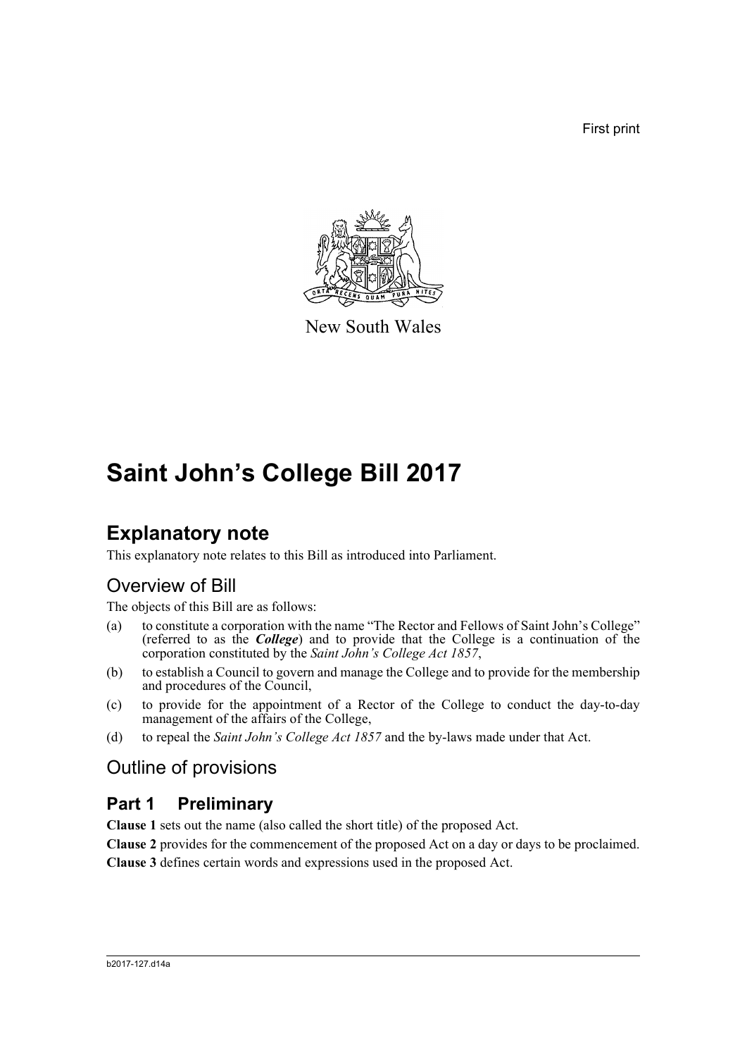First print

New South Wales

# Saint John's College Bill 2017

## Explanatory note

This explanatory note relates to this Bill as introduced into Parliament.

### Overview of Bill

The objects of this Bill are as follows:

(a) to constitute a corporation with the name "The Rector and Fellows of Saint John's College" (referred to as the ***College***) and to provide that the College is a continuation of the corporation constituted by the *Saint John's College Act 1857*,

(b) to establish a Council to govern and manage the College and to provide for the membership and procedures of the Council,

(c) to provide for the appointment of a Rector of the College to conduct the day-to-day management of the affairs of the College,

(d) to repeal the *Saint John's College Act 1857* and the by-laws made under that Act.

### Outline of provisions

### Part 1 Preliminary

**Clause 1** sets out the name (also called the short title) of the proposed Act.

**Clause 2** provides for the commencement of the proposed Act on a day or days to be proclaimed.

**Clause 3** defines certain words and expressions used in the proposed Act.

b2017-127.d14a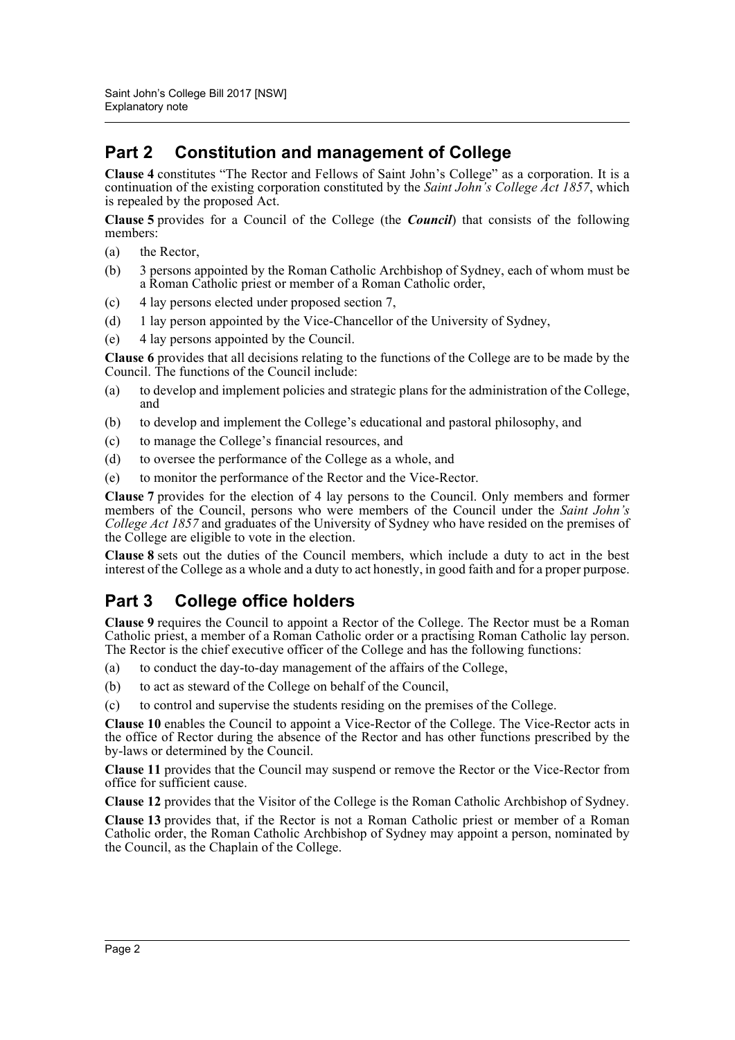## Part 2 Constitution and management of College

**Clause 4** constitutes "The Rector and Fellows of Saint John's College" as a corporation. It is a continuation of the existing corporation constituted by the *Saint John's College Act 1857*, which is repealed by the proposed Act.

**Clause 5** provides for a Council of the College (the ***Council***) that consists of the following members:

- (a) the Rector,
- (b) 3 persons appointed by the Roman Catholic Archbishop of Sydney, each of whom must be a Roman Catholic priest or member of a Roman Catholic order,
- (c) 4 lay persons elected under proposed section 7,
- (d) 1 lay person appointed by the Vice-Chancellor of the University of Sydney,
- (e) 4 lay persons appointed by the Council.

**Clause 6** provides that all decisions relating to the functions of the College are to be made by the Council. The functions of the Council include:

- (a) to develop and implement policies and strategic plans for the administration of the College, and
- (b) to develop and implement the College's educational and pastoral philosophy, and
- (c) to manage the College's financial resources, and
- (d) to oversee the performance of the College as a whole, and
- (e) to monitor the performance of the Rector and the Vice-Rector.

**Clause 7** provides for the election of 4 lay persons to the Council. Only members and former members of the Council, persons who were members of the Council under the *Saint John's College Act 1857* and graduates of the University of Sydney who have resided on the premises of the College are eligible to vote in the election.

**Clause 8** sets out the duties of the Council members, which include a duty to act in the best interest of the College as a whole and a duty to act honestly, in good faith and for a proper purpose.

## Part 3 College office holders

**Clause 9** requires the Council to appoint a Rector of the College. The Rector must be a Roman Catholic priest, a member of a Roman Catholic order or a practising Roman Catholic lay person. The Rector is the chief executive officer of the College and has the following functions:

- (a) to conduct the day-to-day management of the affairs of the College,
- (b) to act as steward of the College on behalf of the Council,
- (c) to control and supervise the students residing on the premises of the College.

**Clause 10** enables the Council to appoint a Vice-Rector of the College. The Vice-Rector acts in the office of Rector during the absence of the Rector and has other functions prescribed by the by-laws or determined by the Council.

**Clause 11** provides that the Council may suspend or remove the Rector or the Vice-Rector from office for sufficient cause.

**Clause 12** provides that the Visitor of the College is the Roman Catholic Archbishop of Sydney.

**Clause 13** provides that, if the Rector is not a Roman Catholic priest or member of a Roman Catholic order, the Roman Catholic Archbishop of Sydney may appoint a person, nominated by the Council, as the Chaplain of the College.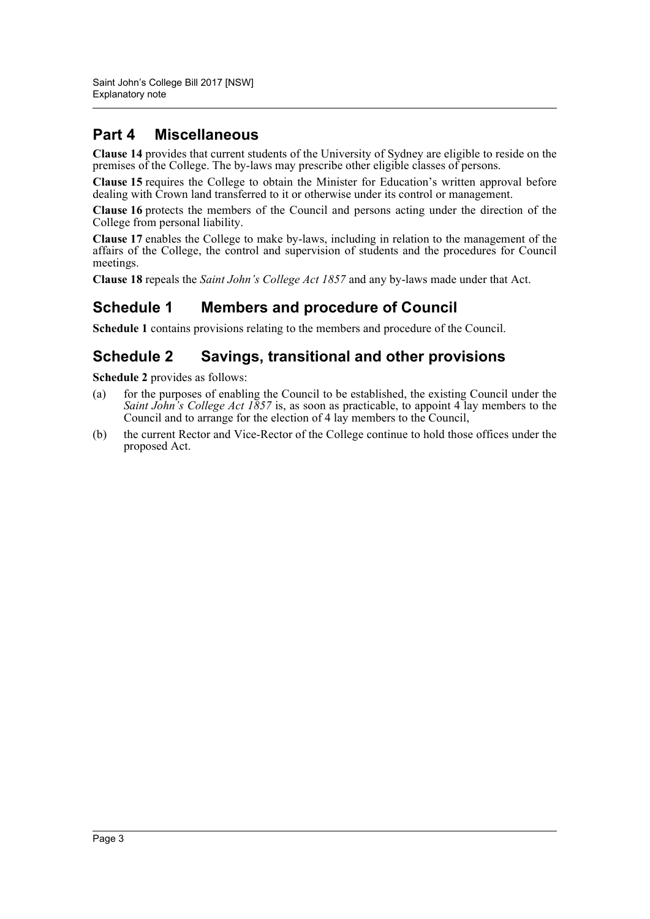## Part 4 Miscellaneous

**Clause 14** provides that current students of the University of Sydney are eligible to reside on the premises of the College. The by-laws may prescribe other eligible classes of persons.

**Clause 15** requires the College to obtain the Minister for Education's written approval before dealing with Crown land transferred to it or otherwise under its control or management.

**Clause 16** protects the members of the Council and persons acting under the direction of the College from personal liability.

**Clause 17** enables the College to make by-laws, including in relation to the management of the affairs of the College, the control and supervision of students and the procedures for Council meetings.

**Clause 18** repeals the *Saint John's College Act 1857* and any by-laws made under that Act.

## Schedule 1 Members and procedure of Council

**Schedule 1** contains provisions relating to the members and procedure of the Council.

## Schedule 2 Savings, transitional and other provisions

**Schedule 2** provides as follows:

(a) for the purposes of enabling the Council to be established, the existing Council under the *Saint John's College Act 1857* is, as soon as practicable, to appoint 4 lay members to the Council and to arrange for the election of 4 lay members to the Council,

(b) the current Rector and Vice-Rector of the College continue to hold those offices under the proposed Act.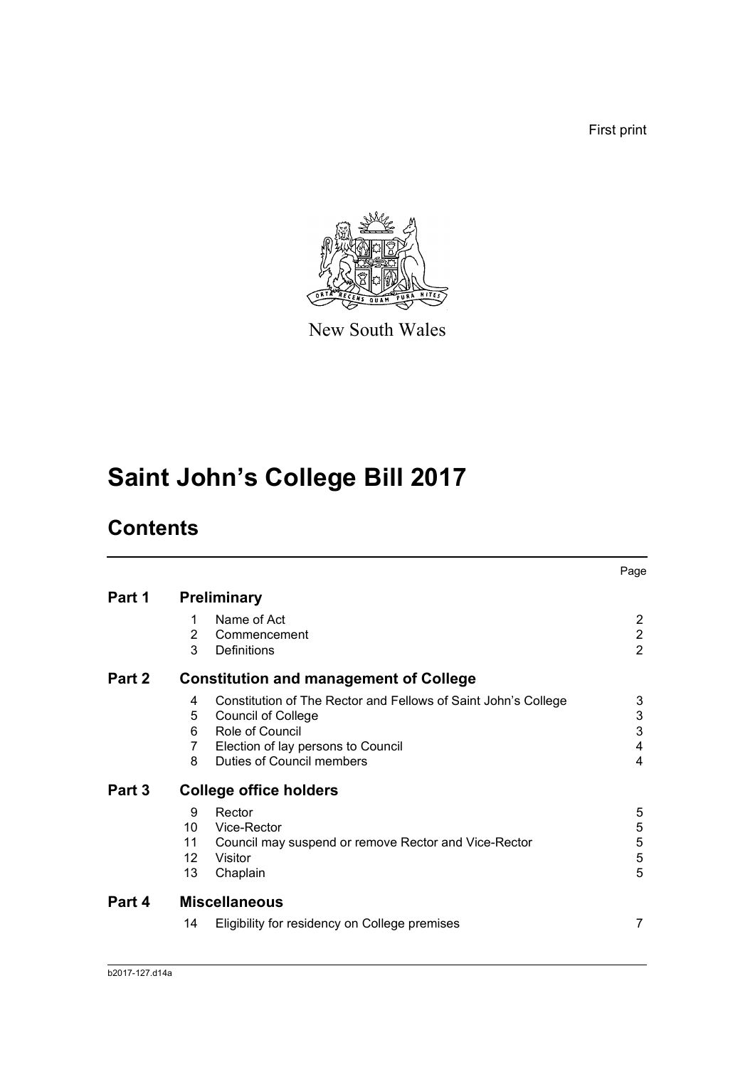First print

New South Wales

# Saint John's College Bill 2017

## Contents

| | | | Page |
|---|---|---|---|
| **Part 1** | **Preliminary** | | |
| | 1 | Name of Act | 2 |
| | 2 | Commencement | 2 |
| | 3 | Definitions | 2 |
| **Part 2** | **Constitution and management of College** | | |
| | 4 | Constitution of The Rector and Fellows of Saint John's College | 3 |
| | 5 | Council of College | 3 |
| | 6 | Role of Council | 3 |
| | 7 | Election of lay persons to Council | 4 |
| | 8 | Duties of Council members | 4 |
| **Part 3** | **College office holders** | | |
| | 9 | Rector | 5 |
| | 10 | Vice-Rector | 5 |
| | 11 | Council may suspend or remove Rector and Vice-Rector | 5 |
| | 12 | Visitor | 5 |
| | 13 | Chaplain | 5 |
| **Part 4** | **Miscellaneous** | | |
| | 14 | Eligibility for residency on College premises | 7 |

b2017-127.d14a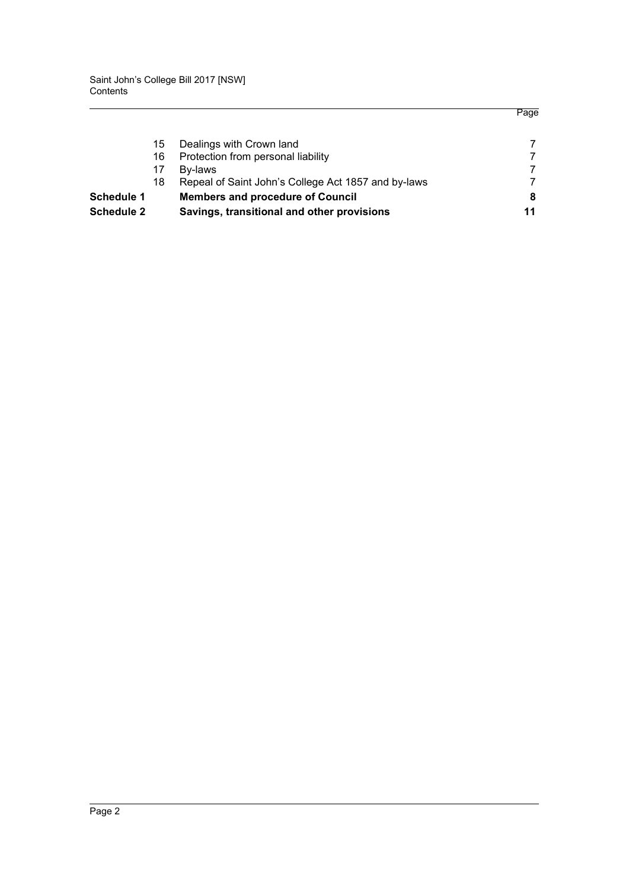| | | | Page |
|---|---|---|---|
| | 15 | Dealings with Crown land | 7 |
| | 16 | Protection from personal liability | 7 |
| | 17 | By-laws | 7 |
| | 18 | Repeal of Saint John's College Act 1857 and by-laws | 7 |
| **Schedule 1** | | **Members and procedure of Council** | **8** |
| **Schedule 2** | | **Savings, transitional and other provisions** | **11** |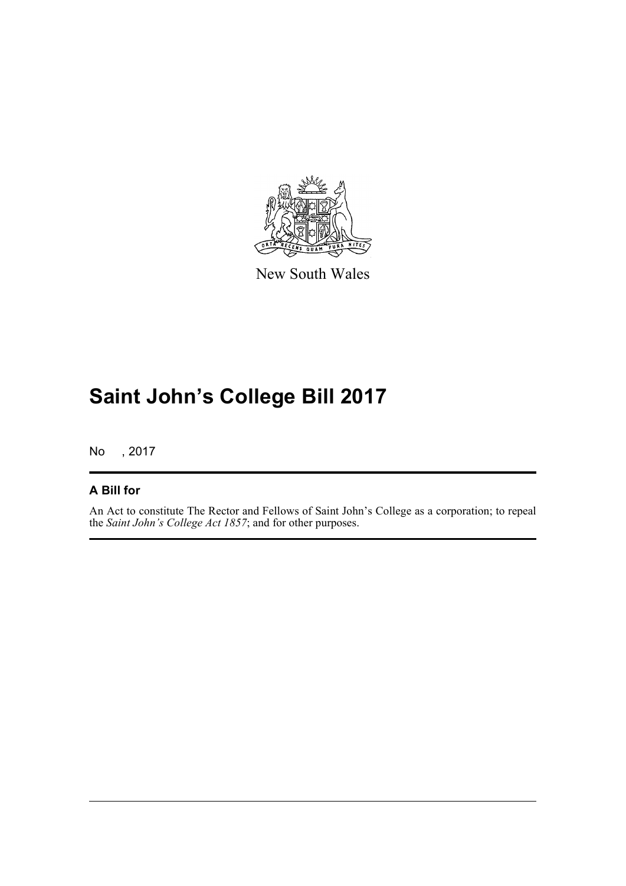New South Wales

# Saint John's College Bill 2017

No , 2017

## A Bill for

An Act to constitute The Rector and Fellows of Saint John's College as a corporation; to repeal the *Saint John's College Act 1857*; and for other purposes.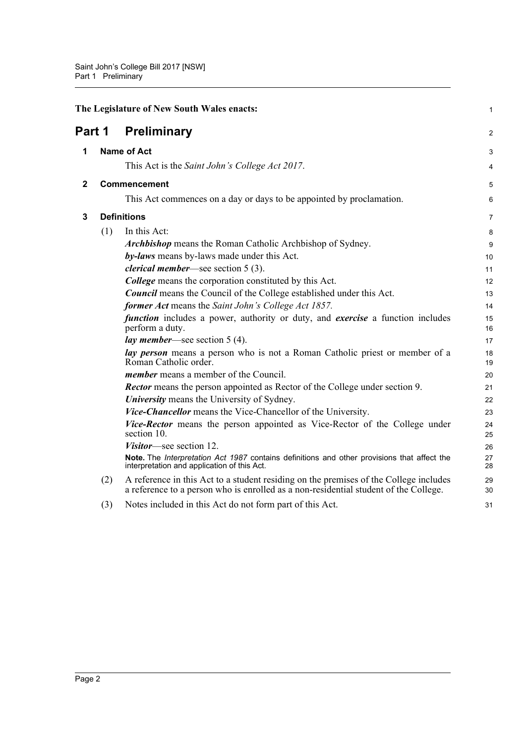The Legislature of New South Wales enacts:

# Part 1 Preliminary

## 1 Name of Act

This Act is the *Saint John's College Act 2017*.

## 2 Commencement

This Act commences on a day or days to be appointed by proclamation.

## 3 Definitions

(1) In this Act:

***Archbishop*** means the Roman Catholic Archbishop of Sydney.

***by-laws*** means by-laws made under this Act.

***clerical member***—see section 5 (3).

***College*** means the corporation constituted by this Act.

***Council*** means the Council of the College established under this Act.

***former Act*** means the *Saint John's College Act 1857.*

***function*** includes a power, authority or duty, and ***exercise*** a function includes perform a duty.

***lay member***—see section 5 (4).

***lay person*** means a person who is not a Roman Catholic priest or member of a Roman Catholic order.

***member*** means a member of the Council.

***Rector*** means the person appointed as Rector of the College under section 9.

***University*** means the University of Sydney.

***Vice-Chancellor*** means the Vice-Chancellor of the University.

***Vice-Rector*** means the person appointed as Vice-Rector of the College under section 10.

***Visitor***—see section 12.

**Note.** The *Interpretation Act 1987* contains definitions and other provisions that affect the interpretation and application of this Act.

(2) A reference in this Act to a student residing on the premises of the College includes a reference to a person who is enrolled as a non-residential student of the College.

(3) Notes included in this Act do not form part of this Act.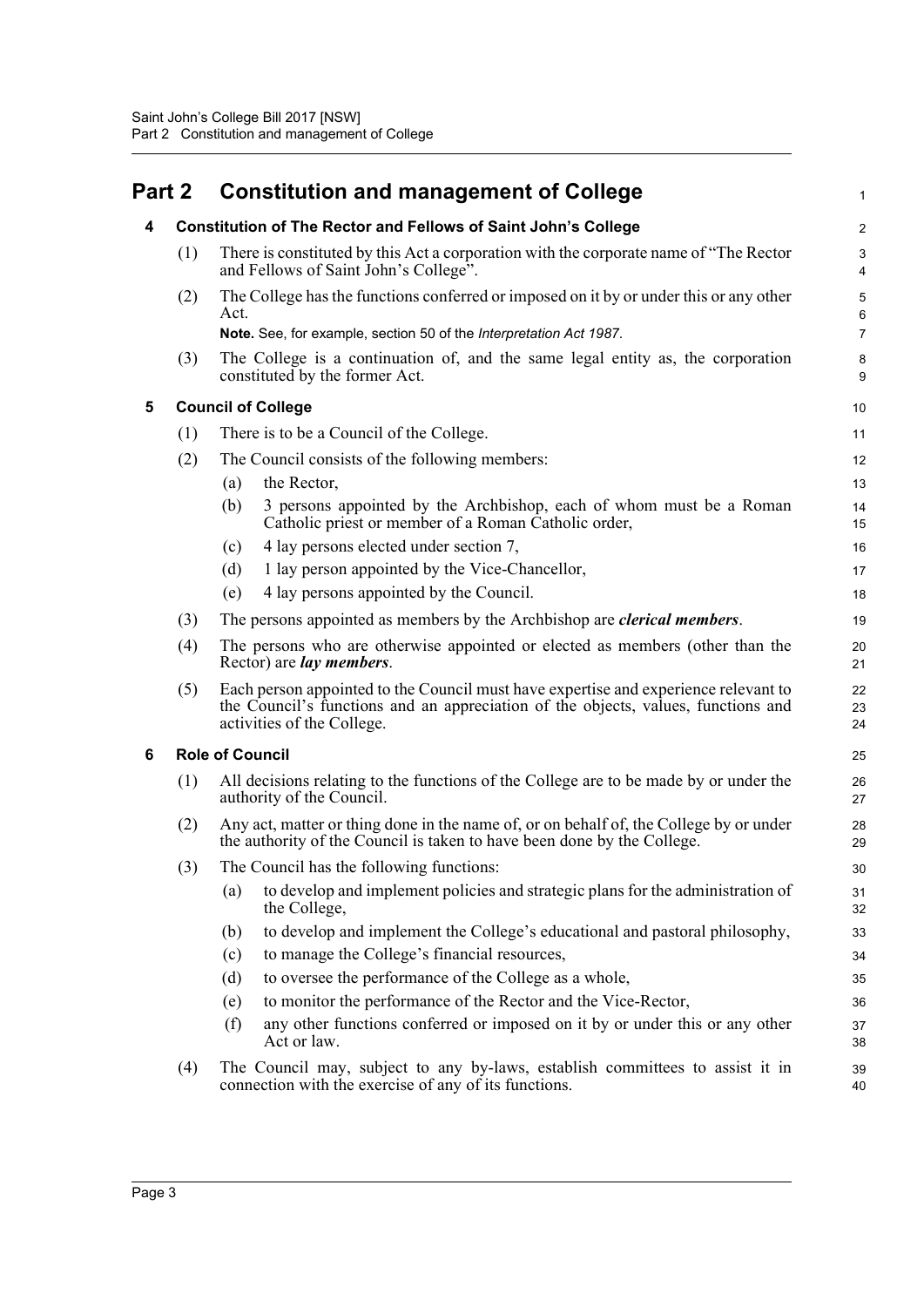# Part 2 Constitution and management of College

## 4 Constitution of The Rector and Fellows of Saint John's College

(1) There is constituted by this Act a corporation with the corporate name of "The Rector and Fellows of Saint John's College".

(2) The College has the functions conferred or imposed on it by or under this or any other Act.

**Note.** See, for example, section 50 of the *Interpretation Act 1987*.

(3) The College is a continuation of, and the same legal entity as, the corporation constituted by the former Act.

## 5 Council of College

(1) There is to be a Council of the College.

(2) The Council consists of the following members:

- (a) the Rector,
- (b) 3 persons appointed by the Archbishop, each of whom must be a Roman Catholic priest or member of a Roman Catholic order,
- (c) 4 lay persons elected under section 7,
- (d) 1 lay person appointed by the Vice-Chancellor,
- (e) 4 lay persons appointed by the Council.

(3) The persons appointed as members by the Archbishop are ***clerical members***.

(4) The persons who are otherwise appointed or elected as members (other than the Rector) are ***lay members***.

(5) Each person appointed to the Council must have expertise and experience relevant to the Council's functions and an appreciation of the objects, values, functions and activities of the College.

## 6 Role of Council

(1) All decisions relating to the functions of the College are to be made by or under the authority of the Council.

(2) Any act, matter or thing done in the name of, or on behalf of, the College by or under the authority of the Council is taken to have been done by the College.

(3) The Council has the following functions:

- (a) to develop and implement policies and strategic plans for the administration of the College,
- (b) to develop and implement the College's educational and pastoral philosophy,
- (c) to manage the College's financial resources,
- (d) to oversee the performance of the College as a whole,
- (e) to monitor the performance of the Rector and the Vice-Rector,
- (f) any other functions conferred or imposed on it by or under this or any other Act or law.

(4) The Council may, subject to any by-laws, establish committees to assist it in connection with the exercise of any of its functions.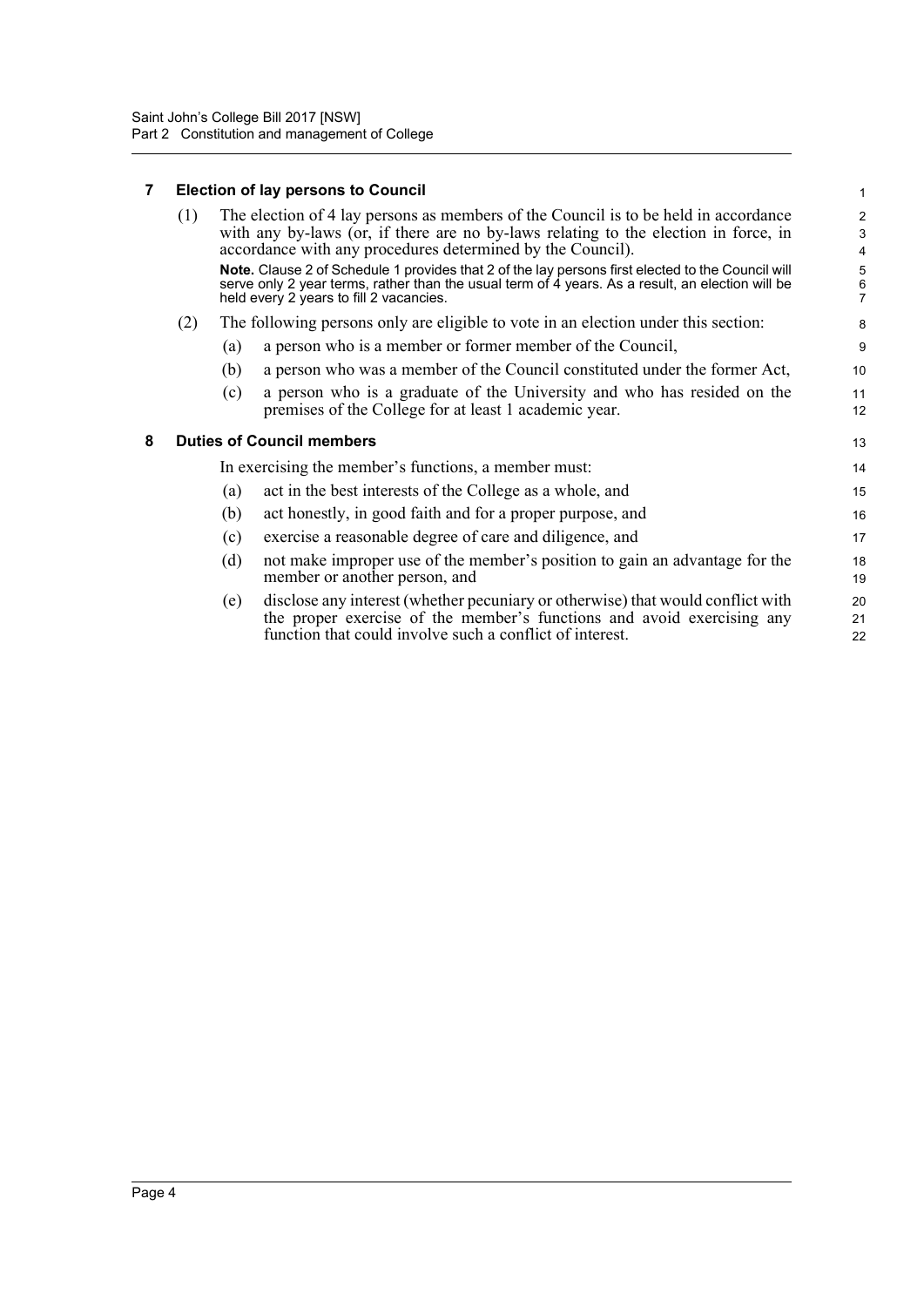## 7 Election of lay persons to Council

(1) The election of 4 lay persons as members of the Council is to be held in accordance with any by-laws (or, if there are no by-laws relating to the election in force, in accordance with any procedures determined by the Council).

**Note.** Clause 2 of Schedule 1 provides that 2 of the lay persons first elected to the Council will serve only 2 year terms, rather than the usual term of 4 years. As a result, an election will be held every 2 years to fill 2 vacancies.

(2) The following persons only are eligible to vote in an election under this section:

(a) a person who is a member or former member of the Council,

(b) a person who was a member of the Council constituted under the former Act,

(c) a person who is a graduate of the University and who has resided on the premises of the College for at least 1 academic year.

## 8 Duties of Council members

In exercising the member's functions, a member must:

(a) act in the best interests of the College as a whole, and

(b) act honestly, in good faith and for a proper purpose, and

(c) exercise a reasonable degree of care and diligence, and

(d) not make improper use of the member's position to gain an advantage for the member or another person, and

(e) disclose any interest (whether pecuniary or otherwise) that would conflict with the proper exercise of the member's functions and avoid exercising any function that could involve such a conflict of interest.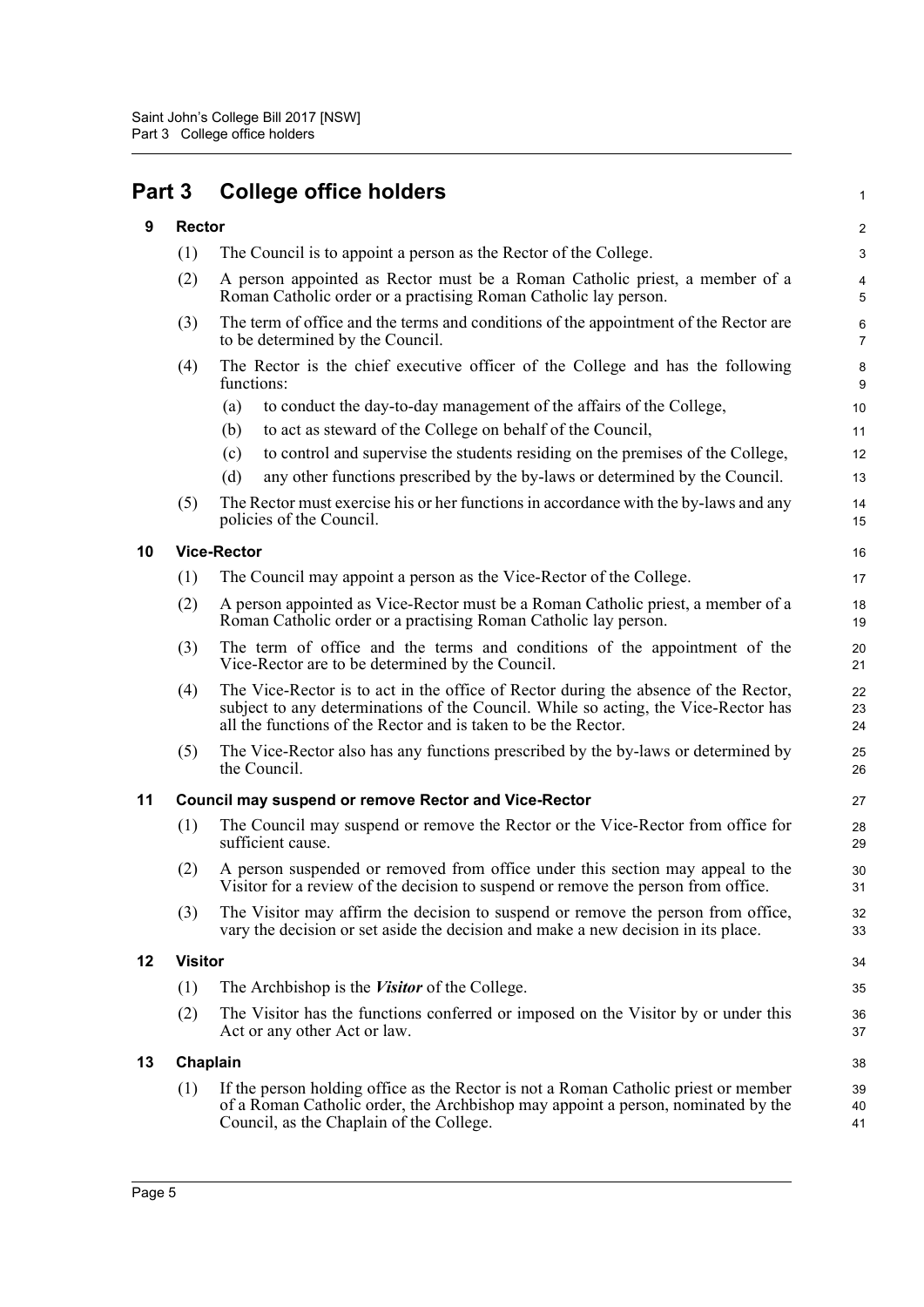# Part 3 College office holders

## 9 Rector

(1) The Council is to appoint a person as the Rector of the College.

(2) A person appointed as Rector must be a Roman Catholic priest, a member of a Roman Catholic order or a practising Roman Catholic lay person.

(3) The term of office and the terms and conditions of the appointment of the Rector are to be determined by the Council.

(4) The Rector is the chief executive officer of the College and has the following functions:

- (a) to conduct the day-to-day management of the affairs of the College,
- (b) to act as steward of the College on behalf of the Council,
- (c) to control and supervise the students residing on the premises of the College,
- (d) any other functions prescribed by the by-laws or determined by the Council.

(5) The Rector must exercise his or her functions in accordance with the by-laws and any policies of the Council.

## 10 Vice-Rector

(1) The Council may appoint a person as the Vice-Rector of the College.

(2) A person appointed as Vice-Rector must be a Roman Catholic priest, a member of a Roman Catholic order or a practising Roman Catholic lay person.

(3) The term of office and the terms and conditions of the appointment of the Vice-Rector are to be determined by the Council.

(4) The Vice-Rector is to act in the office of Rector during the absence of the Rector, subject to any determinations of the Council. While so acting, the Vice-Rector has all the functions of the Rector and is taken to be the Rector.

(5) The Vice-Rector also has any functions prescribed by the by-laws or determined by the Council.

## 11 Council may suspend or remove Rector and Vice-Rector

(1) The Council may suspend or remove the Rector or the Vice-Rector from office for sufficient cause.

(2) A person suspended or removed from office under this section may appeal to the Visitor for a review of the decision to suspend or remove the person from office.

(3) The Visitor may affirm the decision to suspend or remove the person from office, vary the decision or set aside the decision and make a new decision in its place.

## 12 Visitor

(1) The Archbishop is the ***Visitor*** of the College.

(2) The Visitor has the functions conferred or imposed on the Visitor by or under this Act or any other Act or law.

## 13 Chaplain

(1) If the person holding office as the Rector is not a Roman Catholic priest or member of a Roman Catholic order, the Archbishop may appoint a person, nominated by the Council, as the Chaplain of the College.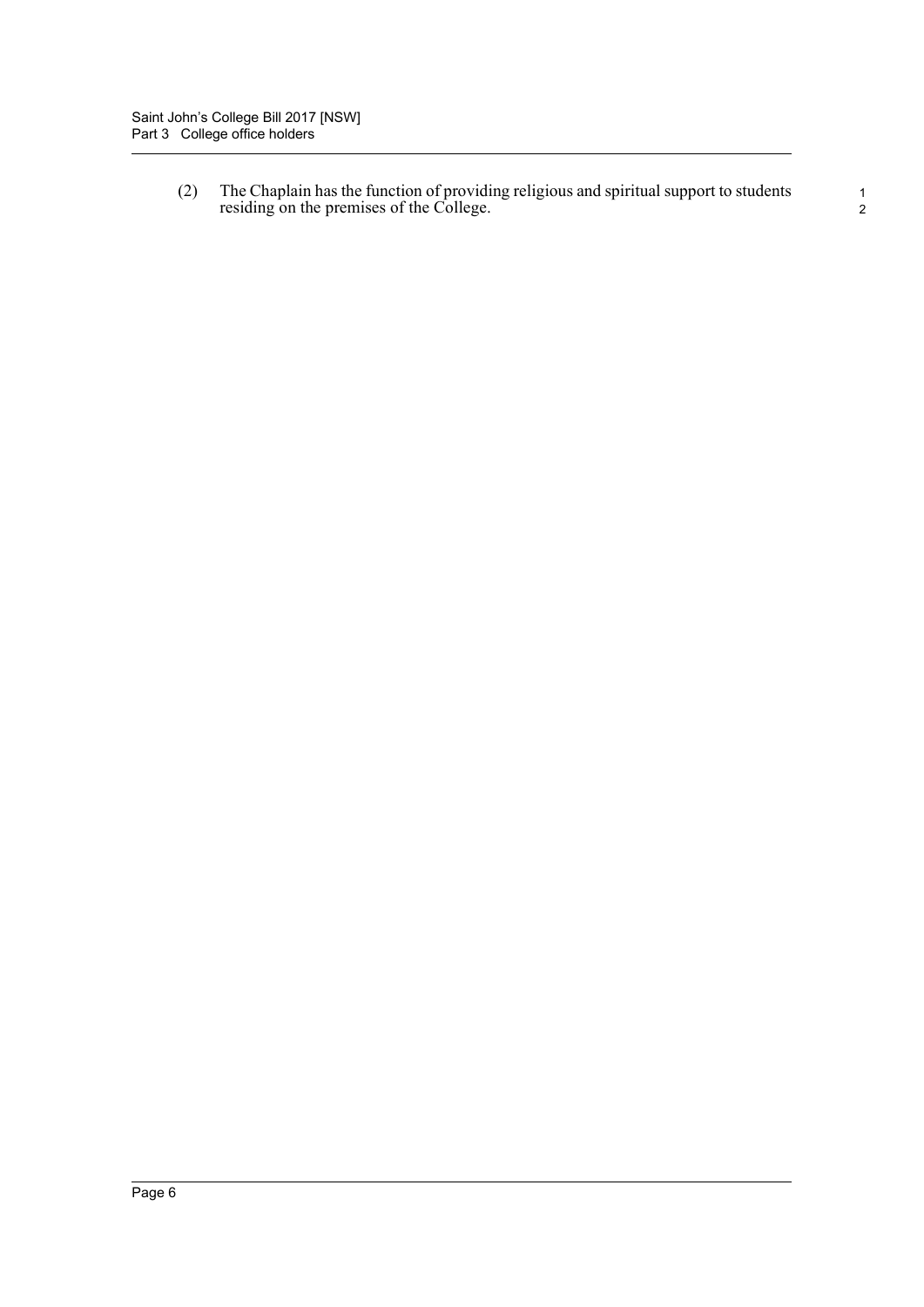(2) The Chaplain has the function of providing religious and spiritual support to students residing on the premises of the College.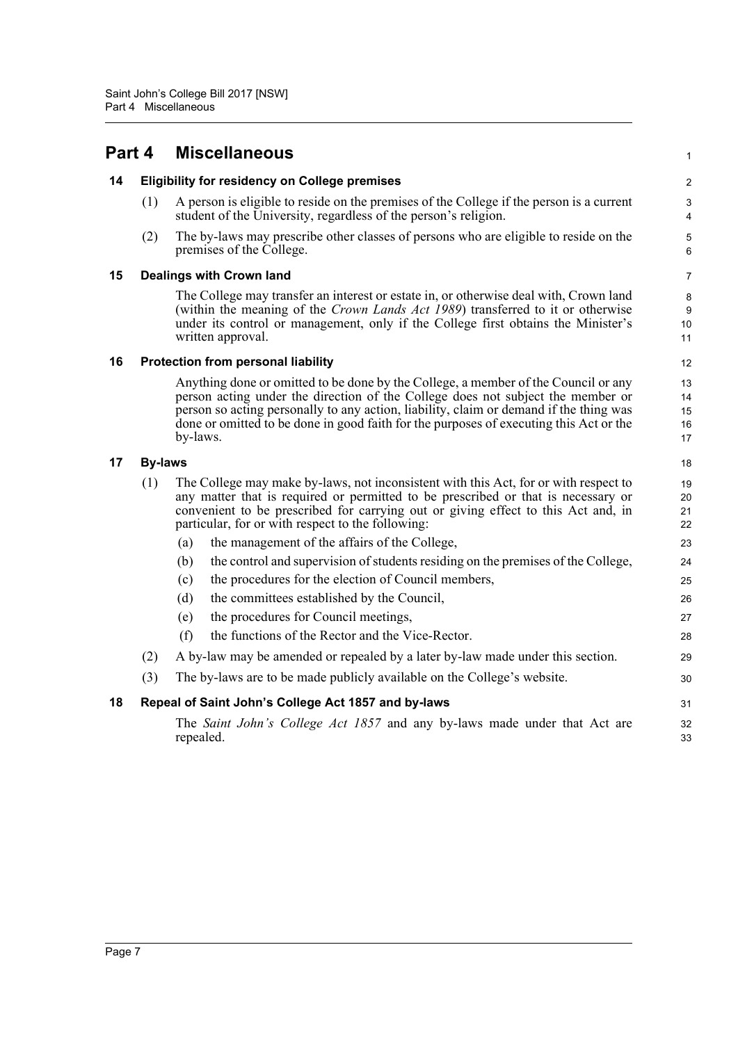# Part 4 Miscellaneous

## 14 Eligibility for residency on College premises

(1) A person is eligible to reside on the premises of the College if the person is a current student of the University, regardless of the person's religion.

(2) The by-laws may prescribe other classes of persons who are eligible to reside on the premises of the College.

## 15 Dealings with Crown land

The College may transfer an interest or estate in, or otherwise deal with, Crown land (within the meaning of the *Crown Lands Act 1989*) transferred to it or otherwise under its control or management, only if the College first obtains the Minister's written approval.

## 16 Protection from personal liability

Anything done or omitted to be done by the College, a member of the Council or any person acting under the direction of the College does not subject the member or person so acting personally to any action, liability, claim or demand if the thing was done or omitted to be done in good faith for the purposes of executing this Act or the by-laws.

## 17 By-laws

(1) The College may make by-laws, not inconsistent with this Act, for or with respect to any matter that is required or permitted to be prescribed or that is necessary or convenient to be prescribed for carrying out or giving effect to this Act and, in particular, for or with respect to the following:

- (a) the management of the affairs of the College,
- (b) the control and supervision of students residing on the premises of the College,
- (c) the procedures for the election of Council members,
- (d) the committees established by the Council,
- (e) the procedures for Council meetings,
- (f) the functions of the Rector and the Vice-Rector.

(2) A by-law may be amended or repealed by a later by-law made under this section.

(3) The by-laws are to be made publicly available on the College's website.

## 18 Repeal of Saint John's College Act 1857 and by-laws

The *Saint John's College Act 1857* and any by-laws made under that Act are repealed.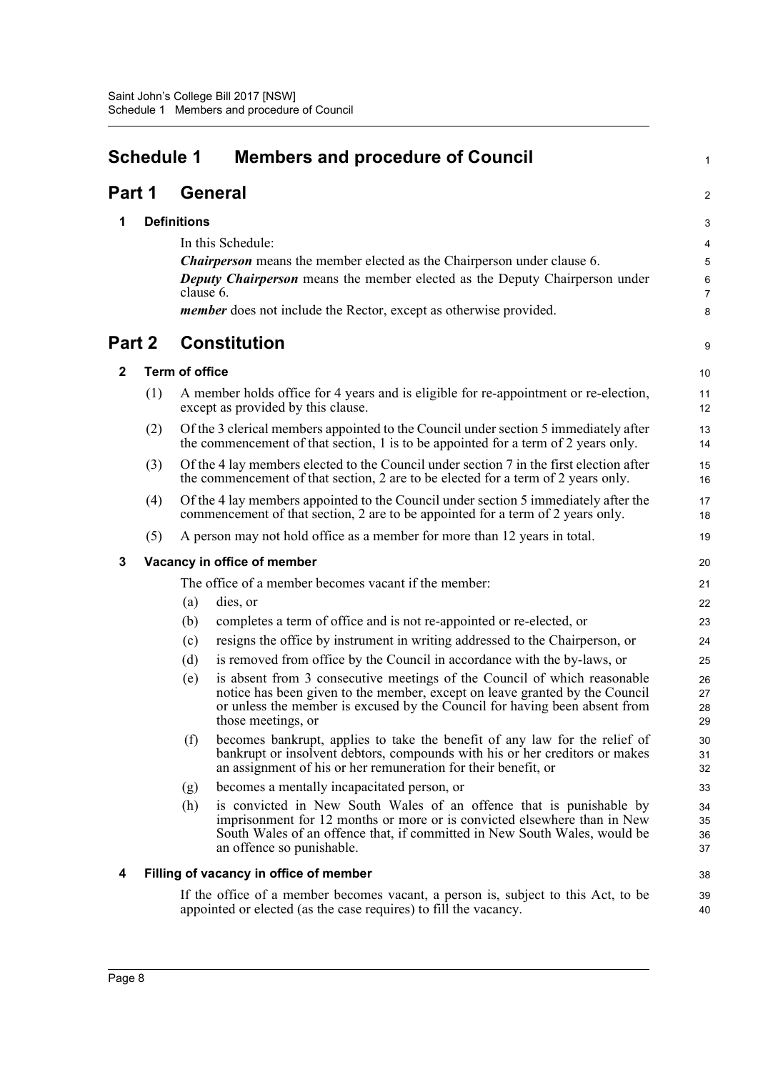# Schedule 1 Members and procedure of Council

## Part 1 General

### 1 Definitions

In this Schedule:

***Chairperson*** means the member elected as the Chairperson under clause 6.

***Deputy Chairperson*** means the member elected as the Deputy Chairperson under clause 6.

***member*** does not include the Rector, except as otherwise provided.

## Part 2 Constitution

### 2 Term of office

(1) A member holds office for 4 years and is eligible for re-appointment or re-election, except as provided by this clause.

(2) Of the 3 clerical members appointed to the Council under section 5 immediately after the commencement of that section, 1 is to be appointed for a term of 2 years only.

(3) Of the 4 lay members elected to the Council under section 7 in the first election after the commencement of that section, 2 are to be elected for a term of 2 years only.

(4) Of the 4 lay members appointed to the Council under section 5 immediately after the commencement of that section, 2 are to be appointed for a term of 2 years only.

(5) A person may not hold office as a member for more than 12 years in total.

### 3 Vacancy in office of member

The office of a member becomes vacant if the member:

(a) dies, or

(b) completes a term of office and is not re-appointed or re-elected, or

(c) resigns the office by instrument in writing addressed to the Chairperson, or

(d) is removed from office by the Council in accordance with the by-laws, or

(e) is absent from 3 consecutive meetings of the Council of which reasonable notice has been given to the member, except on leave granted by the Council or unless the member is excused by the Council for having been absent from those meetings, or

(f) becomes bankrupt, applies to take the benefit of any law for the relief of bankrupt or insolvent debtors, compounds with his or her creditors or makes an assignment of his or her remuneration for their benefit, or

(g) becomes a mentally incapacitated person, or

(h) is convicted in New South Wales of an offence that is punishable by imprisonment for 12 months or more or is convicted elsewhere than in New South Wales of an offence that, if committed in New South Wales, would be an offence so punishable.

### 4 Filling of vacancy in office of member

If the office of a member becomes vacant, a person is, subject to this Act, to be appointed or elected (as the case requires) to fill the vacancy.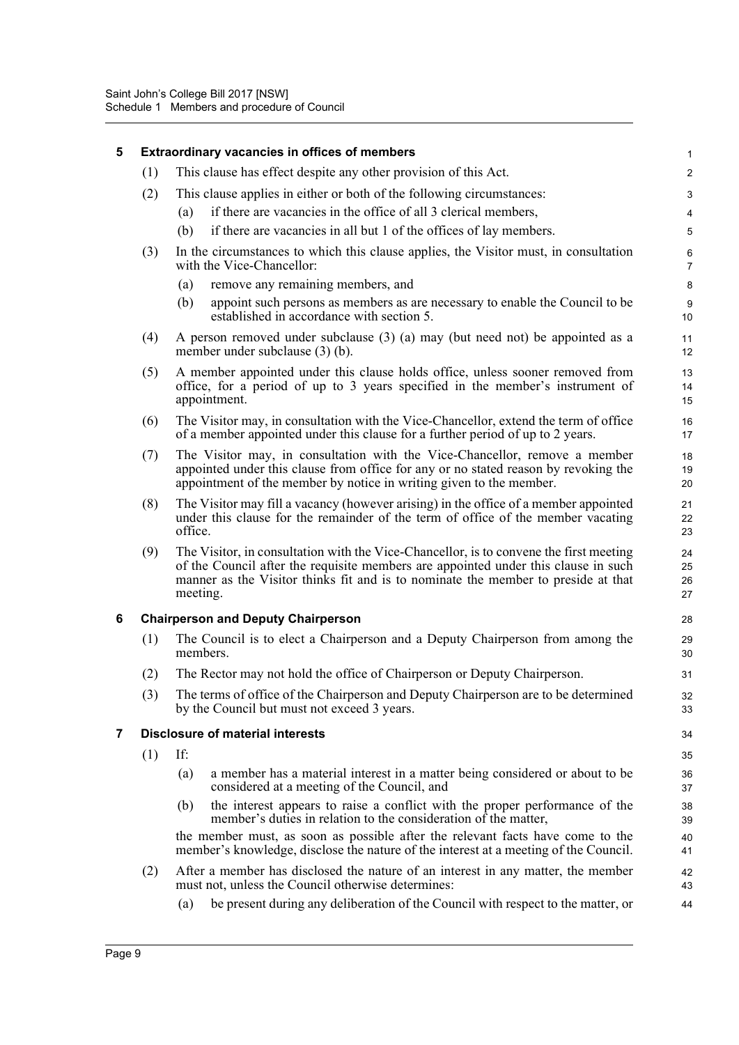## 5 Extraordinary vacancies in offices of members

(1) This clause has effect despite any other provision of this Act.

(2) This clause applies in either or both of the following circumstances:

- (a) if there are vacancies in the office of all 3 clerical members,
- (b) if there are vacancies in all but 1 of the offices of lay members.

(3) In the circumstances to which this clause applies, the Visitor must, in consultation with the Vice-Chancellor:

- (a) remove any remaining members, and
- (b) appoint such persons as members as are necessary to enable the Council to be established in accordance with section 5.

(4) A person removed under subclause (3) (a) may (but need not) be appointed as a member under subclause (3) (b).

(5) A member appointed under this clause holds office, unless sooner removed from office, for a period of up to 3 years specified in the member's instrument of appointment.

(6) The Visitor may, in consultation with the Vice-Chancellor, extend the term of office of a member appointed under this clause for a further period of up to 2 years.

(7) The Visitor may, in consultation with the Vice-Chancellor, remove a member appointed under this clause from office for any or no stated reason by revoking the appointment of the member by notice in writing given to the member.

(8) The Visitor may fill a vacancy (however arising) in the office of a member appointed under this clause for the remainder of the term of office of the member vacating office.

(9) The Visitor, in consultation with the Vice-Chancellor, is to convene the first meeting of the Council after the requisite members are appointed under this clause in such manner as the Visitor thinks fit and is to nominate the member to preside at that meeting.

## 6 Chairperson and Deputy Chairperson

(1) The Council is to elect a Chairperson and a Deputy Chairperson from among the members.

(2) The Rector may not hold the office of Chairperson or Deputy Chairperson.

(3) The terms of office of the Chairperson and Deputy Chairperson are to be determined by the Council but must not exceed 3 years.

## 7 Disclosure of material interests

(1) If:

- (a) a member has a material interest in a matter being considered or about to be considered at a meeting of the Council, and
- (b) the interest appears to raise a conflict with the proper performance of the member's duties in relation to the consideration of the matter,

the member must, as soon as possible after the relevant facts have come to the member's knowledge, disclose the nature of the interest at a meeting of the Council.

(2) After a member has disclosed the nature of an interest in any matter, the member must not, unless the Council otherwise determines:

- (a) be present during any deliberation of the Council with respect to the matter, or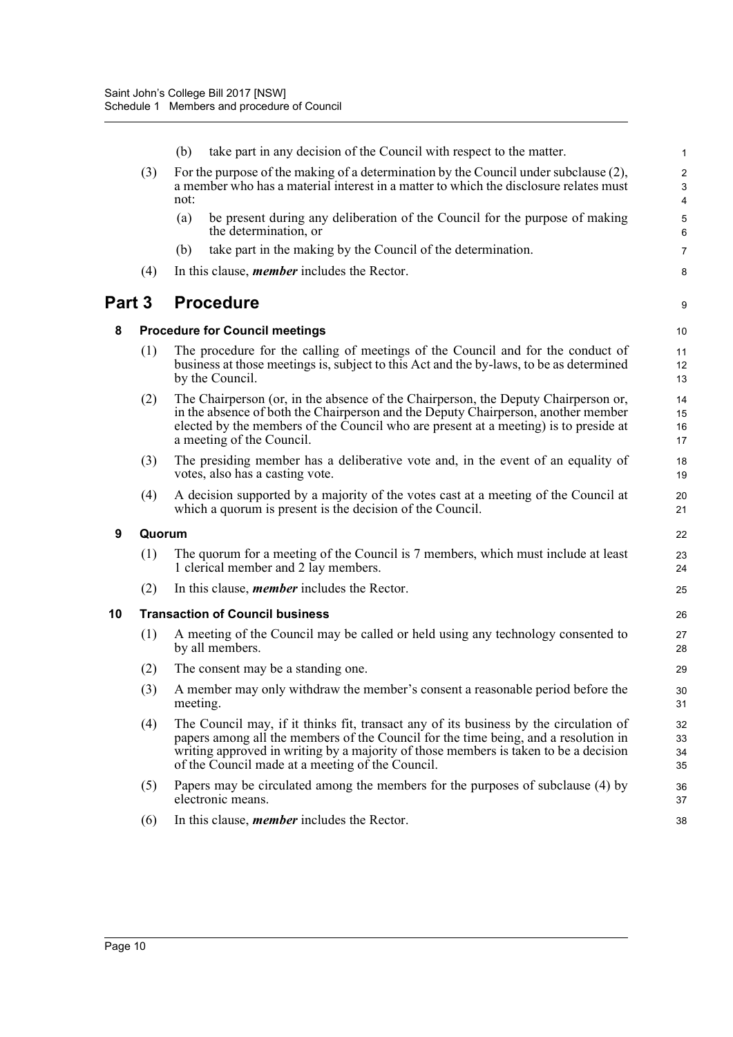(b) take part in any decision of the Council with respect to the matter.

(3) For the purpose of the making of a determination by the Council under subclause (2), a member who has a material interest in a matter to which the disclosure relates must not:

(a) be present during any deliberation of the Council for the purpose of making the determination, or

(b) take part in the making by the Council of the determination.

(4) In this clause, ***member*** includes the Rector.

## Part 3 Procedure

### 8 Procedure for Council meetings

(1) The procedure for the calling of meetings of the Council and for the conduct of business at those meetings is, subject to this Act and the by-laws, to be as determined by the Council.

(2) The Chairperson (or, in the absence of the Chairperson, the Deputy Chairperson or, in the absence of both the Chairperson and the Deputy Chairperson, another member elected by the members of the Council who are present at a meeting) is to preside at a meeting of the Council.

(3) The presiding member has a deliberative vote and, in the event of an equality of votes, also has a casting vote.

(4) A decision supported by a majority of the votes cast at a meeting of the Council at which a quorum is present is the decision of the Council.

### 9 Quorum

(1) The quorum for a meeting of the Council is 7 members, which must include at least 1 clerical member and 2 lay members.

(2) In this clause, ***member*** includes the Rector.

### 10 Transaction of Council business

(1) A meeting of the Council may be called or held using any technology consented to by all members.

(2) The consent may be a standing one.

(3) A member may only withdraw the member's consent a reasonable period before the meeting.

(4) The Council may, if it thinks fit, transact any of its business by the circulation of papers among all the members of the Council for the time being, and a resolution in writing approved in writing by a majority of those members is taken to be a decision of the Council made at a meeting of the Council.

(5) Papers may be circulated among the members for the purposes of subclause (4) by electronic means.

(6) In this clause, ***member*** includes the Rector.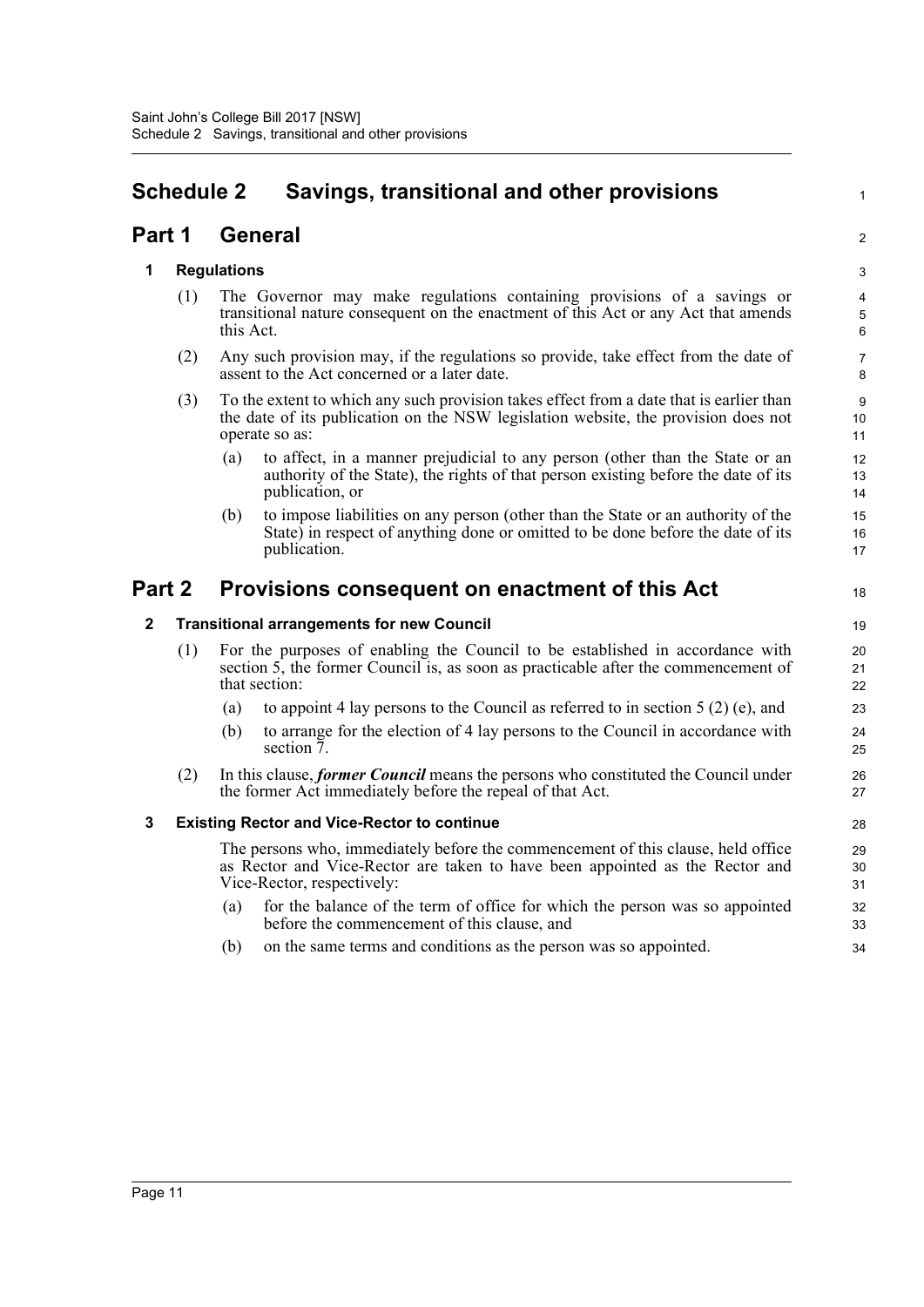# Schedule 2 Savings, transitional and other provisions

## Part 1 General

### 1 Regulations

(1) The Governor may make regulations containing provisions of a savings or transitional nature consequent on the enactment of this Act or any Act that amends this Act.

(2) Any such provision may, if the regulations so provide, take effect from the date of assent to the Act concerned or a later date.

(3) To the extent to which any such provision takes effect from a date that is earlier than the date of its publication on the NSW legislation website, the provision does not operate so as:

- (a) to affect, in a manner prejudicial to any person (other than the State or an authority of the State), the rights of that person existing before the date of its publication, or
- (b) to impose liabilities on any person (other than the State or an authority of the State) in respect of anything done or omitted to be done before the date of its publication.

## Part 2 Provisions consequent on enactment of this Act

### 2 Transitional arrangements for new Council

(1) For the purposes of enabling the Council to be established in accordance with section 5, the former Council is, as soon as practicable after the commencement of that section:

- (a) to appoint 4 lay persons to the Council as referred to in section 5 (2) (e), and
- (b) to arrange for the election of 4 lay persons to the Council in accordance with section 7.

(2) In this clause, ***former Council*** means the persons who constituted the Council under the former Act immediately before the repeal of that Act.

### 3 Existing Rector and Vice-Rector to continue

The persons who, immediately before the commencement of this clause, held office as Rector and Vice-Rector are taken to have been appointed as the Rector and Vice-Rector, respectively:

- (a) for the balance of the term of office for which the person was so appointed before the commencement of this clause, and
- (b) on the same terms and conditions as the person was so appointed.